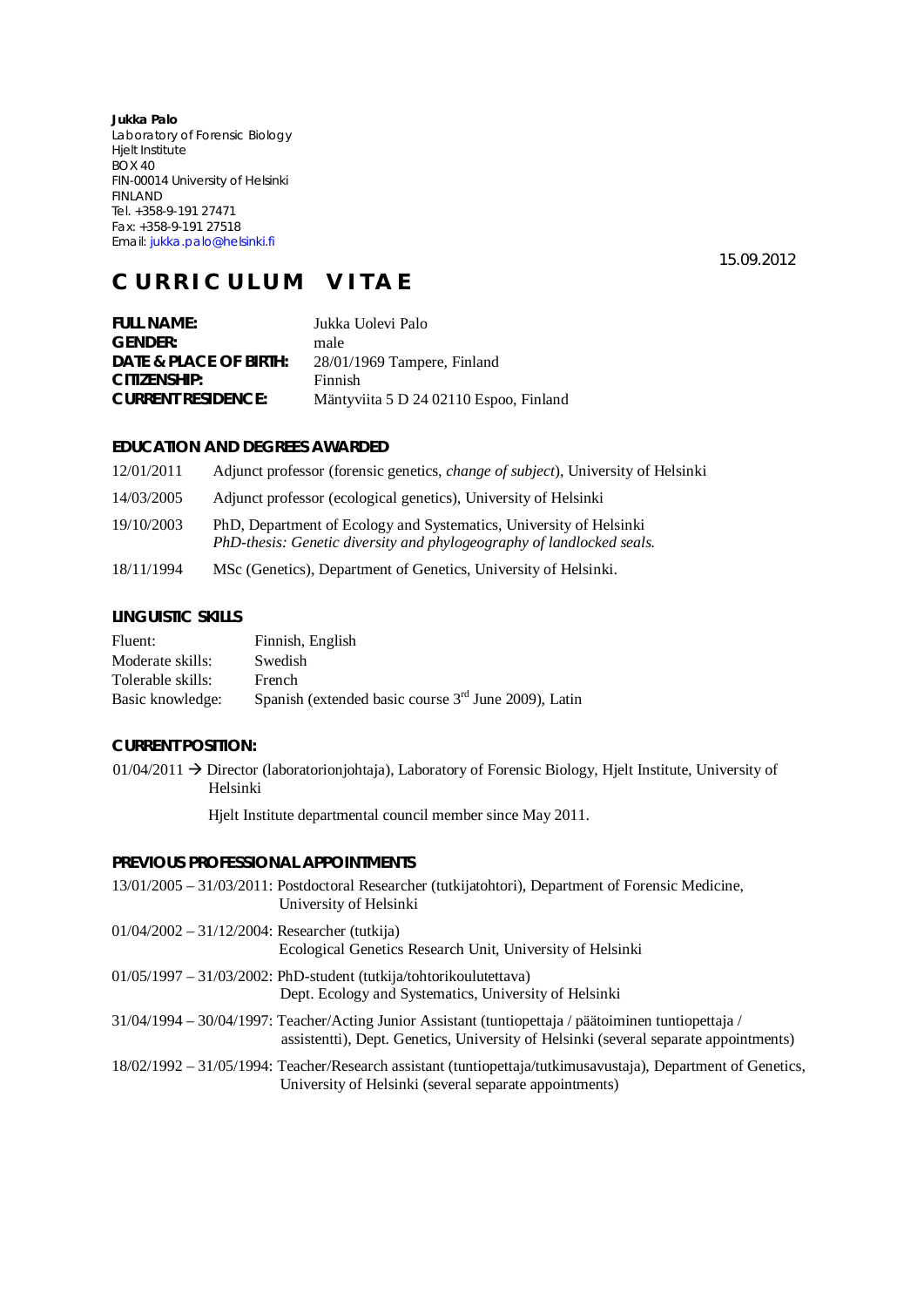**Jukka Palo**
Laboratory of Forensic Biology
Hjelt Institute
BOX 40
FIN-00014 University of Helsinki
FINLAND
Tel. +358-9-191 27471
Fax: +358-9-191 27518
Email: jukka.palo@helsinki.fi

15.09.2012

# CURRICULUM VITAE

| | |
|---|---|
| **FULL NAME:** | Jukka Uolevi Palo |
| **GENDER:** | male |
| **DATE & PLACE OF BIRTH:** | 28/01/1969 Tampere, Finland |
| **CITIZENSHIP:** | Finnish |
| **CURRENT RESIDENCE:** | Mäntyviita 5 D 24 02110 Espoo, Finland |

## EDUCATION AND DEGREES AWARDED

12/01/2011 Adjunct professor (forensic genetics, *change of subject*), University of Helsinki

14/03/2005 Adjunct professor (ecological genetics), University of Helsinki

19/10/2003 PhD, Department of Ecology and Systematics, University of Helsinki
*PhD-thesis: Genetic diversity and phylogeography of landlocked seals.*

18/11/1994 MSc (Genetics), Department of Genetics, University of Helsinki.

## LINGUISTIC SKILLS

| | |
|---|---|
| Fluent: | Finnish, English |
| Moderate skills: | Swedish |
| Tolerable skills: | French |
| Basic knowledge: | Spanish (extended basic course 3rd June 2009), Latin |

## CURRENT POSITION:

01/04/2011 → Director (laboratorionjohtaja), Laboratory of Forensic Biology, Hjelt Institute, University of Helsinki

Hjelt Institute departmental council member since May 2011.

## PREVIOUS PROFESSIONAL APPOINTMENTS

13/01/2005 – 31/03/2011: Postdoctoral Researcher (tutkijatohtori), Department of Forensic Medicine, University of Helsinki

01/04/2002 – 31/12/2004: Researcher (tutkija)
Ecological Genetics Research Unit, University of Helsinki

01/05/1997 – 31/03/2002: PhD-student (tutkija/tohtorikoulutettava)
Dept. Ecology and Systematics, University of Helsinki

31/04/1994 – 30/04/1997: Teacher/Acting Junior Assistant (tuntiopettaja / päätoiminen tuntiopettaja / assistentti), Dept. Genetics, University of Helsinki (several separate appointments)

18/02/1992 – 31/05/1994: Teacher/Research assistant (tuntiopettaja/tutkimusavustaja), Department of Genetics, University of Helsinki (several separate appointments)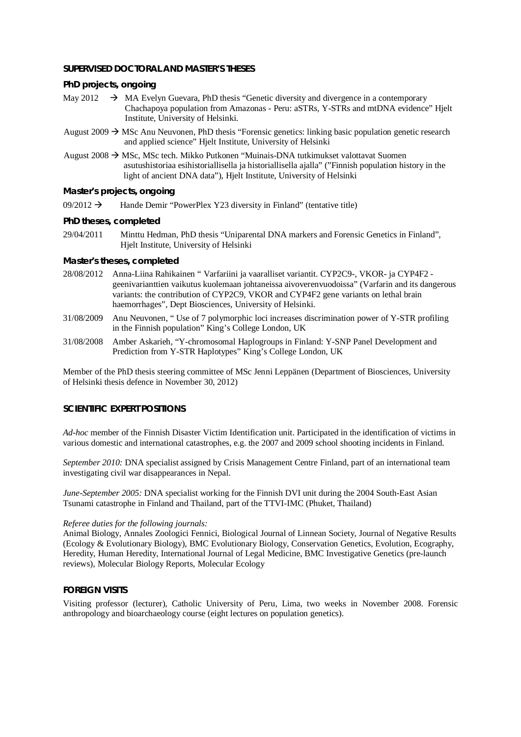## SUPERVISED DOCTORAL AND MASTER'S THESES

### PhD projects, ongoing

May 2012 → MA Evelyn Guevara, PhD thesis "Genetic diversity and divergence in a contemporary Chachapoya population from Amazonas - Peru: aSTRs, Y-STRs and mtDNA evidence" Hjelt Institute, University of Helsinki.

August 2009 → MSc Anu Neuvonen, PhD thesis "Forensic genetics: linking basic population genetic research and applied science" Hjelt Institute, University of Helsinki

August 2008 → MSc, MSc tech. Mikko Putkonen "Muinais-DNA tutkimukset valottavat Suomen asutushistoriaa esihistoriallisella ja historiallisella ajalla" ("Finnish population history in the light of ancient DNA data"), Hjelt Institute, University of Helsinki

### Master's projects, ongoing

09/2012 → Hande Demir "PowerPlex Y23 diversity in Finland" (tentative title)

### PhD theses, completed

29/04/2011 Minttu Hedman, PhD thesis "Uniparental DNA markers and Forensic Genetics in Finland", Hjelt Institute, University of Helsinki

### Master's theses, completed

28/08/2012 Anna-Liina Rahikainen " Varfariini ja vaaralliset variantit. CYP2C9-, VKOR- ja CYP4F2 -geenivarianttien vaikutus kuolemaan johtaneissa aivoverenvuodoissa" (Varfarin and its dangerous variants: the contribution of CYP2C9, VKOR and CYP4F2 gene variants on lethal brain haemorrhages", Dept Biosciences, University of Helsinki.

31/08/2009 Anu Neuvonen, " Use of 7 polymorphic loci increases discrimination power of Y-STR profiling in the Finnish population" King's College London, UK

31/08/2008 Amber Askarieh, "Y-chromosomal Haplogroups in Finland: Y-SNP Panel Development and Prediction from Y-STR Haplotypes" King's College London, UK

Member of the PhD thesis steering committee of MSc Jenni Leppänen (Department of Biosciences, University of Helsinki thesis defence in November 30, 2012)

## SCIENTIFIC EXPERT POSITIONS

*Ad-hoc* member of the Finnish Disaster Victim Identification unit. Participated in the identification of victims in various domestic and international catastrophes, e.g. the 2007 and 2009 school shooting incidents in Finland.

*September 2010:* DNA specialist assigned by Crisis Management Centre Finland, part of an international team investigating civil war disappearances in Nepal.

*June-September 2005:* DNA specialist working for the Finnish DVI unit during the 2004 South-East Asian Tsunami catastrophe in Finland and Thailand, part of the TTVI-IMC (Phuket, Thailand)

*Referee duties for the following journals:*
Animal Biology, Annales Zoologici Fennici, Biological Journal of Linnean Society, Journal of Negative Results (Ecology & Evolutionary Biology), BMC Evolutionary Biology, Conservation Genetics, Evolution, Ecography, Heredity, Human Heredity, International Journal of Legal Medicine, BMC Investigative Genetics (pre-launch reviews), Molecular Biology Reports, Molecular Ecology

## FOREIGN VISITS

Visiting professor (lecturer), Catholic University of Peru, Lima, two weeks in November 2008. Forensic anthropology and bioarchaeology course (eight lectures on population genetics).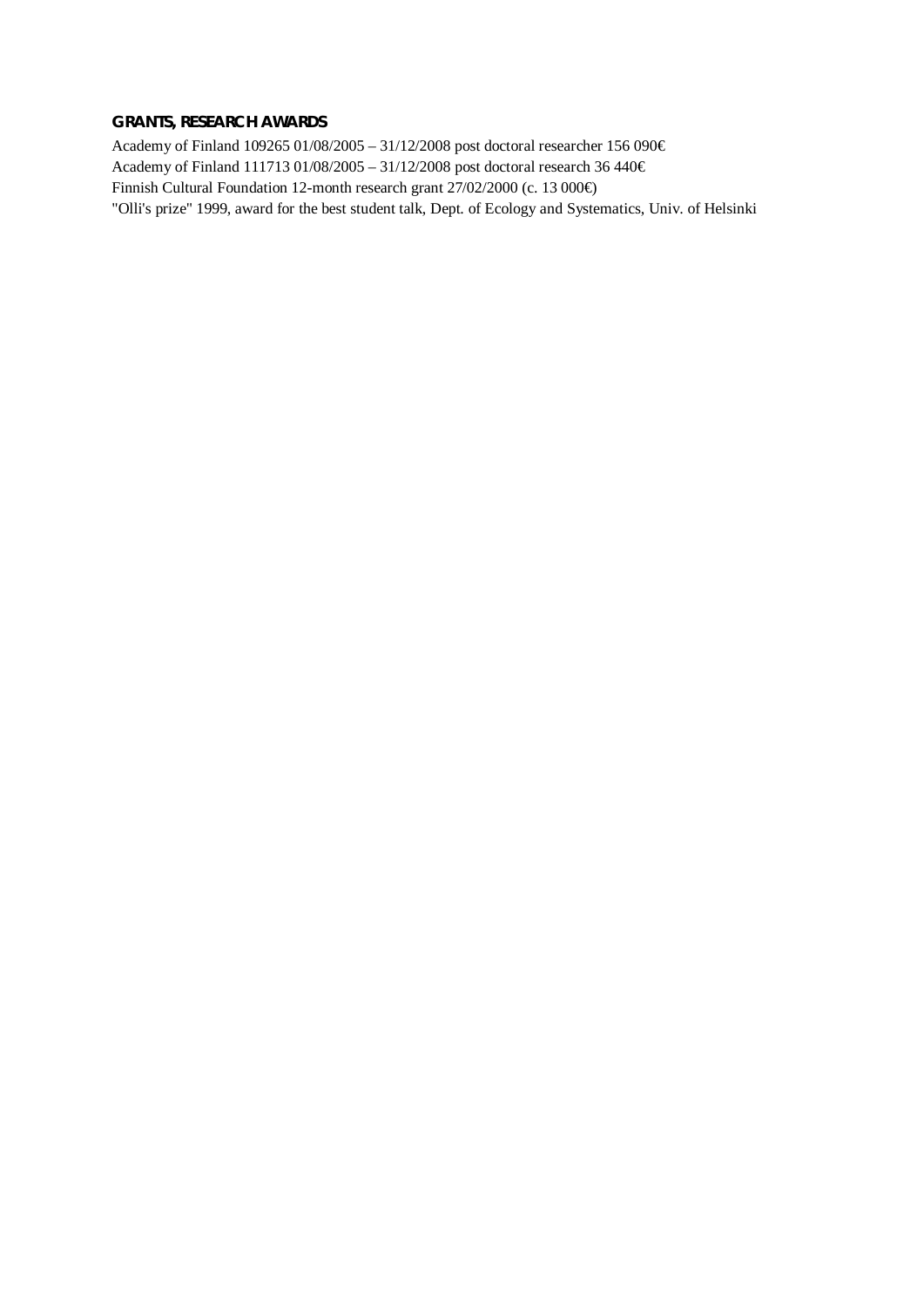**GRANTS, RESEARCH AWARDS**

Academy of Finland 109265 01/08/2005 – 31/12/2008 post doctoral researcher 156 090€
Academy of Finland 111713 01/08/2005 – 31/12/2008 post doctoral research 36 440€
Finnish Cultural Foundation 12-month research grant 27/02/2000 (c. 13 000€)
"Olli's prize" 1999, award for the best student talk, Dept. of Ecology and Systematics, Univ. of Helsinki